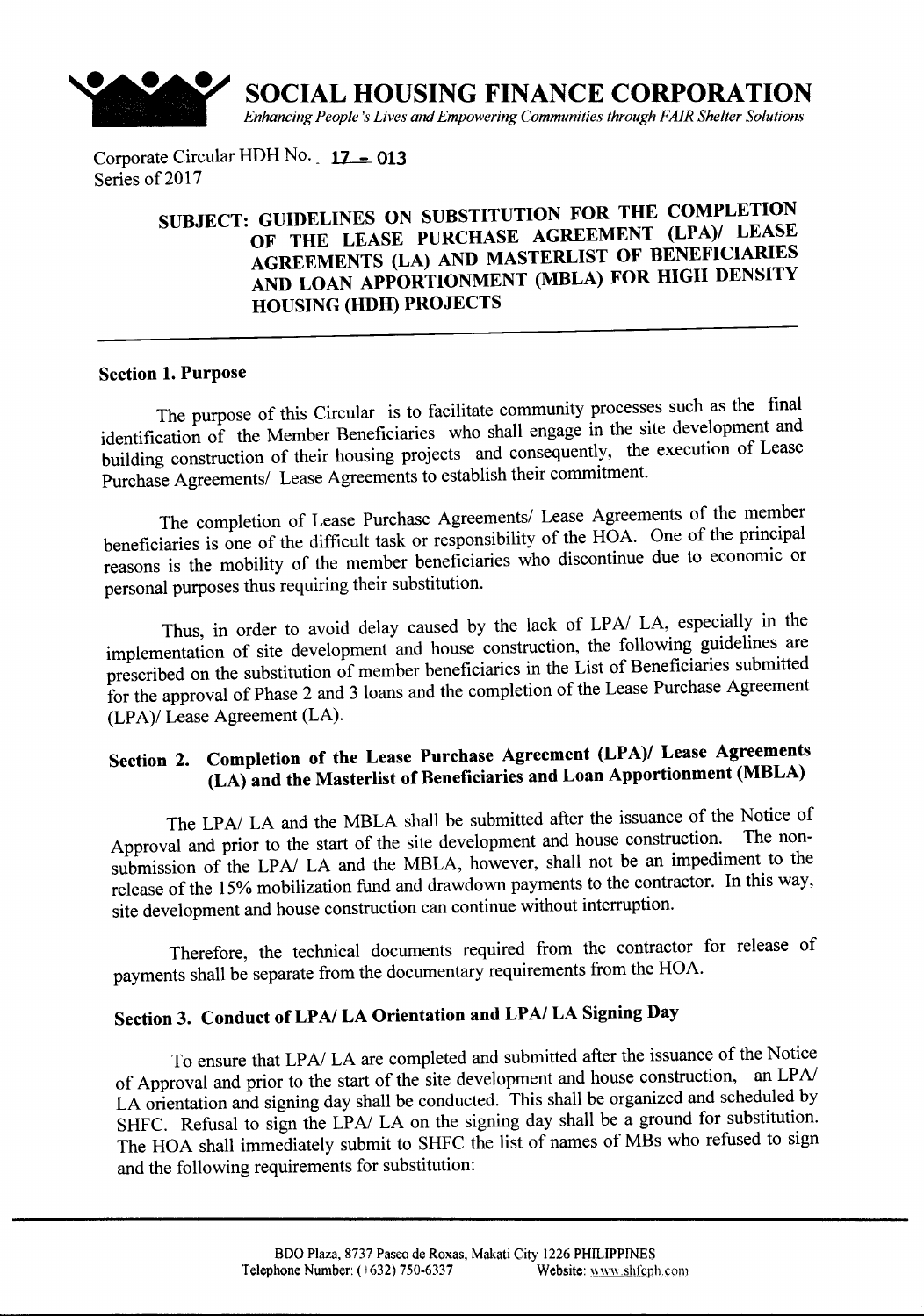# SOCIAL HOUSING FINANCE CORPORATION

*Enhancing People's Lives and Empowering Communities through FAIR Shelter Solutions*

Corporate Circular HDH No. 17 - 013
Series of 2017

## SUBJECT: GUIDELINES ON SUBSTITUTION FOR THE COMPLETION OF THE LEASE PURCHASE AGREEMENT (LPA)/ LEASE AGREEMENTS (LA) AND MASTERLIST OF BENEFICIARIES AND LOAN APPORTIONMENT (MBLA) FOR HIGH DENSITY HOUSING (HDH) PROJECTS

### Section 1. Purpose

The purpose of this Circular is to facilitate community processes such as the final identification of the Member Beneficiaries who shall engage in the site development and building construction of their housing projects and consequently, the execution of Lease Purchase Agreements/ Lease Agreements to establish their commitment.

The completion of Lease Purchase Agreements/ Lease Agreements of the member beneficiaries is one of the difficult task or responsibility of the HOA. One of the principal reasons is the mobility of the member beneficiaries who discontinue due to economic or personal purposes thus requiring their substitution.

Thus, in order to avoid delay caused by the lack of LPA/ LA, especially in the implementation of site development and house construction, the following guidelines are prescribed on the substitution of member beneficiaries in the List of Beneficiaries submitted for the approval of Phase 2 and 3 loans and the completion of the Lease Purchase Agreement (LPA)/ Lease Agreement (LA).

### Section 2. Completion of the Lease Purchase Agreement (LPA)/ Lease Agreements (LA) and the Masterlist of Beneficiaries and Loan Apportionment (MBLA)

The LPA/ LA and the MBLA shall be submitted after the issuance of the Notice of Approval and prior to the start of the site development and house construction. The non-submission of the LPA/ LA and the MBLA, however, shall not be an impediment to the release of the 15% mobilization fund and drawdown payments to the contractor. In this way, site development and house construction can continue without interruption.

Therefore, the technical documents required from the contractor for release of payments shall be separate from the documentary requirements from the HOA.

### Section 3. Conduct of LPA/ LA Orientation and LPA/ LA Signing Day

To ensure that LPA/ LA are completed and submitted after the issuance of the Notice of Approval and prior to the start of the site development and house construction, an LPA/ LA orientation and signing day shall be conducted. This shall be organized and scheduled by SHFC. Refusal to sign the LPA/ LA on the signing day shall be a ground for substitution. The HOA shall immediately submit to SHFC the list of names of MBs who refused to sign and the following requirements for substitution: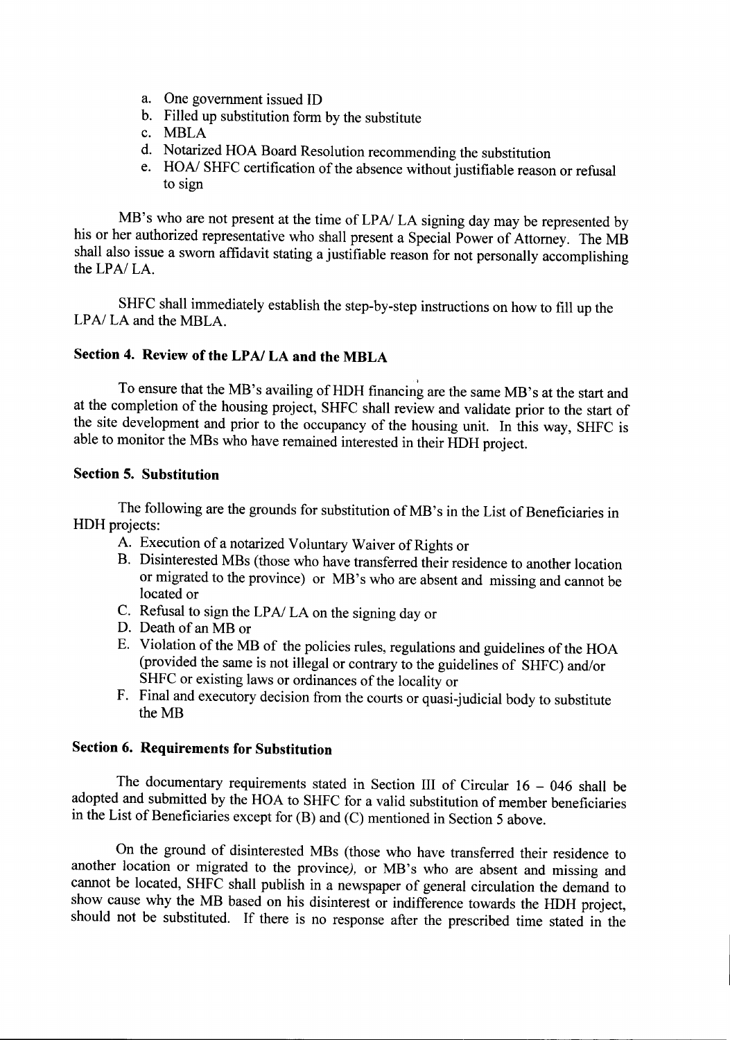a. One government issued ID
b. Filled up substitution form by the substitute
c. MBLA
d. Notarized HOA Board Resolution recommending the substitution
e. HOA/ SHFC certification of the absence without justifiable reason or refusal to sign

MB's who are not present at the time of LPA/ LA signing day may be represented by his or her authorized representative who shall present a Special Power of Attorney. The MB shall also issue a sworn affidavit stating a justifiable reason for not personally accomplishing the LPA/ LA.

SHFC shall immediately establish the step-by-step instructions on how to fill up the LPA/ LA and the MBLA.

## Section 4. Review of the LPA/ LA and the MBLA

To ensure that the MB's availing of HDH financing are the same MB's at the start and at the completion of the housing project, SHFC shall review and validate prior to the start of the site development and prior to the occupancy of the housing unit. In this way, SHFC is able to monitor the MBs who have remained interested in their HDH project.

## Section 5. Substitution

The following are the grounds for substitution of MB's in the List of Beneficiaries in HDH projects:

A. Execution of a notarized Voluntary Waiver of Rights or
B. Disinterested MBs (those who have transferred their residence to another location or migrated to the province) or MB's who are absent and missing and cannot be located or
C. Refusal to sign the LPA/ LA on the signing day or
D. Death of an MB or
E. Violation of the MB of the policies rules, regulations and guidelines of the HOA (provided the same is not illegal or contrary to the guidelines of SHFC) and/or SHFC or existing laws or ordinances of the locality or
F. Final and executory decision from the courts or quasi-judicial body to substitute the MB

## Section 6. Requirements for Substitution

The documentary requirements stated in Section III of Circular 16 – 046 shall be adopted and submitted by the HOA to SHFC for a valid substitution of member beneficiaries in the List of Beneficiaries except for (B) and (C) mentioned in Section 5 above.

On the ground of disinterested MBs (those who have transferred their residence to another location or migrated to the province), or MB's who are absent and missing and cannot be located, SHFC shall publish in a newspaper of general circulation the demand to show cause why the MB based on his disinterest or indifference towards the HDH project, should not be substituted. If there is no response after the prescribed time stated in the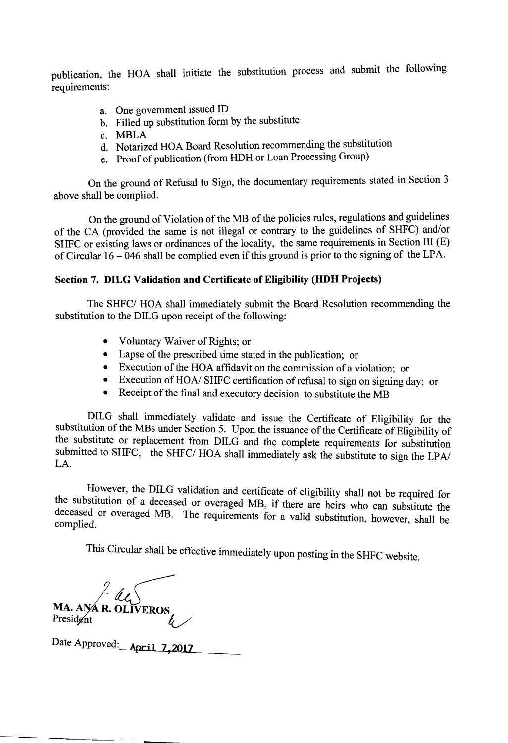publication, the HOA shall initiate the substitution process and submit the following requirements:

a. One government issued ID
b. Filled up substitution form by the substitute
c. MBLA
d. Notarized HOA Board Resolution recommending the substitution
e. Proof of publication (from HDH or Loan Processing Group)

On the ground of Refusal to Sign, the documentary requirements stated in Section 3 above shall be complied.

On the ground of Violation of the MB of the policies rules, regulations and guidelines of the CA (provided the same is not illegal or contrary to the guidelines of SHFC) and/or SHFC or existing laws or ordinances of the locality, the same requirements in Section III (E) of Circular 16 – 046 shall be complied even if this ground is prior to the signing of the LPA.

**Section 7. DILG Validation and Certificate of Eligibility (HDH Projects)**

The SHFC/ HOA shall immediately submit the Board Resolution recommending the substitution to the DILG upon receipt of the following:

- Voluntary Waiver of Rights; or
- Lapse of the prescribed time stated in the publication; or
- Execution of the HOA affidavit on the commission of a violation; or
- Execution of HOA/ SHFC certification of refusal to sign on signing day; or
- Receipt of the final and executory decision to substitute the MB

DILG shall immediately validate and issue the Certificate of Eligibility for the substitution of the MBs under Section 5. Upon the issuance of the Certificate of Eligibility of the substitute or replacement from DILG and the complete requirements for substitution submitted to SHFC, the SHFC/ HOA shall immediately ask the substitute to sign the LPA/ LA.

However, the DILG validation and certificate of eligibility shall not be required for the substitution of a deceased or overaged MB, if there are heirs who can substitute the deceased or overaged MB. The requirements for a valid substitution, however, shall be complied.

This Circular shall be effective immediately upon posting in the SHFC website.

**MA. ANA R. OLIVEROS**
President

Date Approved: April 7,2017